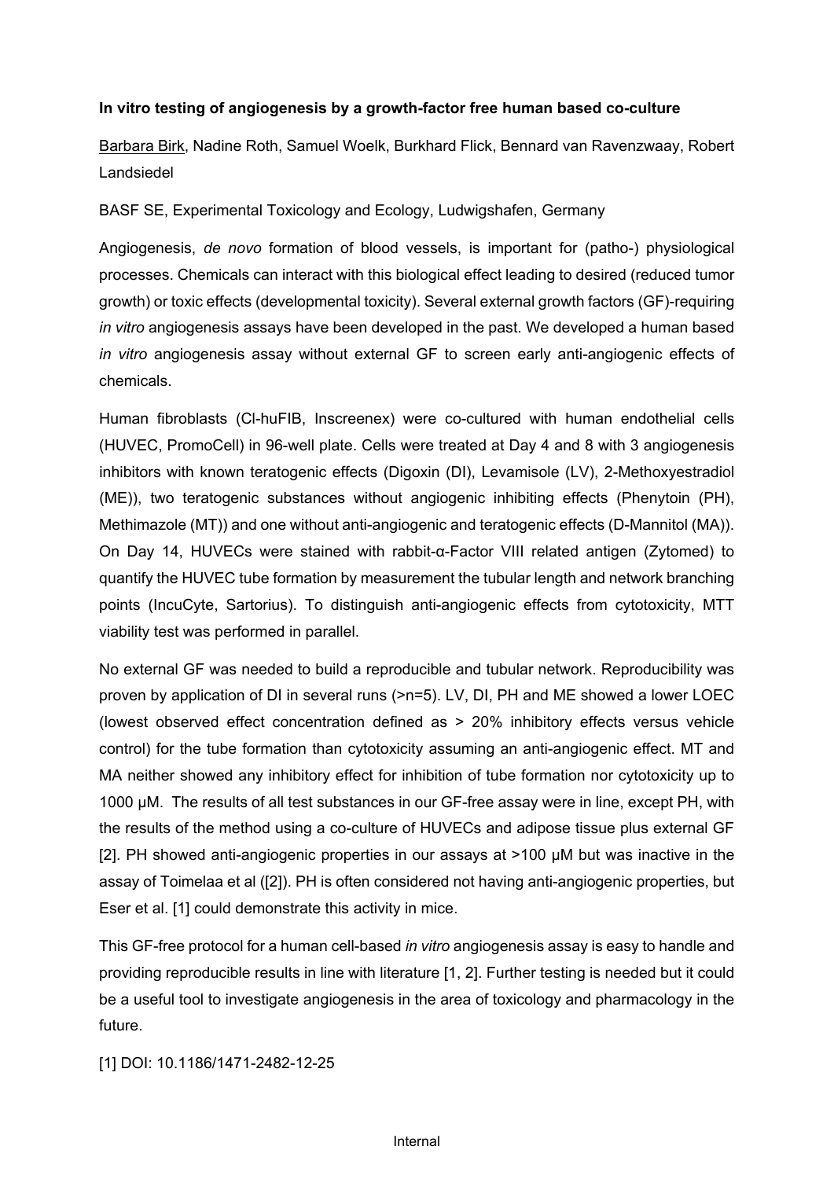**In vitro testing of angiogenesis by a growth-factor free human based co-culture**

Barbara Birk, Nadine Roth, Samuel Woelk, Burkhard Flick, Bennard van Ravenzwaay, Robert Landsiedel

BASF SE, Experimental Toxicology and Ecology, Ludwigshafen, Germany

Angiogenesis, *de novo* formation of blood vessels, is important for (patho-) physiological processes. Chemicals can interact with this biological effect leading to desired (reduced tumor growth) or toxic effects (developmental toxicity). Several external growth factors (GF)-requiring *in vitro* angiogenesis assays have been developed in the past. We developed a human based *in vitro* angiogenesis assay without external GF to screen early anti-angiogenic effects of chemicals.

Human fibroblasts (Cl-huFIB, Inscreenex) were co-cultured with human endothelial cells (HUVEC, PromoCell) in 96-well plate. Cells were treated at Day 4 and 8 with 3 angiogenesis inhibitors with known teratogenic effects (Digoxin (DI), Levamisole (LV), 2-Methoxyestradiol (ME)), two teratogenic substances without angiogenic inhibiting effects (Phenytoin (PH), Methimazole (MT)) and one without anti-angiogenic and teratogenic effects (D-Mannitol (MA)). On Day 14, HUVECs were stained with rabbit-α-Factor VIII related antigen (Zytomed) to quantify the HUVEC tube formation by measurement the tubular length and network branching points (IncuCyte, Sartorius). To distinguish anti-angiogenic effects from cytotoxicity, MTT viability test was performed in parallel.

No external GF was needed to build a reproducible and tubular network. Reproducibility was proven by application of DI in several runs (>n=5). LV, DI, PH and ME showed a lower LOEC (lowest observed effect concentration defined as > 20% inhibitory effects versus vehicle control) for the tube formation than cytotoxicity assuming an anti-angiogenic effect. MT and MA neither showed any inhibitory effect for inhibition of tube formation nor cytotoxicity up to 1000 µM. The results of all test substances in our GF-free assay were in line, except PH, with the results of the method using a co-culture of HUVECs and adipose tissue plus external GF [2]. PH showed anti-angiogenic properties in our assays at >100 µM but was inactive in the assay of Toimelaa et al ([2]). PH is often considered not having anti-angiogenic properties, but Eser et al. [1] could demonstrate this activity in mice.

This GF-free protocol for a human cell-based *in vitro* angiogenesis assay is easy to handle and providing reproducible results in line with literature [1, 2]. Further testing is needed but it could be a useful tool to investigate angiogenesis in the area of toxicology and pharmacology in the future.

[1] DOI: 10.1186/1471-2482-12-25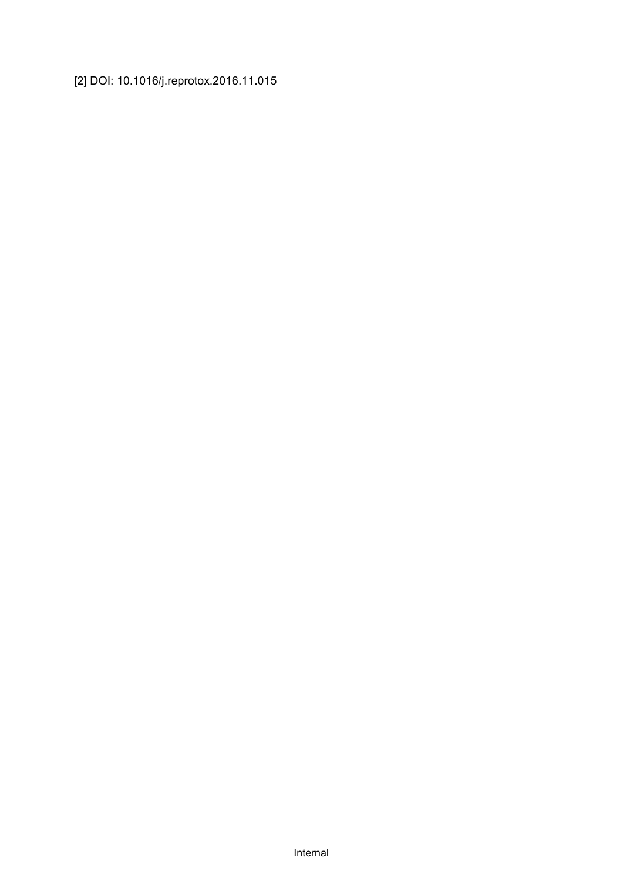[2] DOI: 10.1016/j.reprotox.2016.11.015

Internal